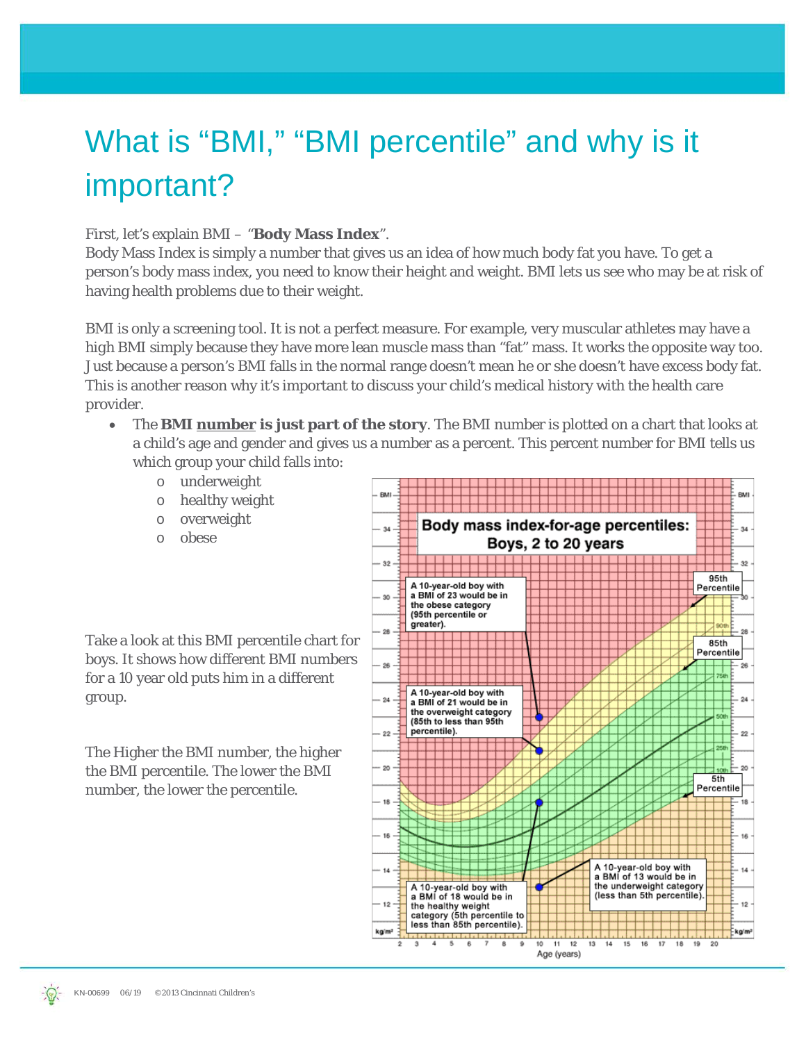# What is "BMI," "BMI percentile" and why is it important?

First, let's explain BMI – "**Body Mass Index**".

Body Mass Index is simply a number that gives us an idea of how much body fat you have. To get a person's body mass index, you need to know their height and weight. BMI lets us see who may be at risk of having health problems due to their weight.

BMI is only a screening tool. It is not a perfect measure. For example, very muscular athletes may have a high BMI simply because they have more lean muscle mass than "fat" mass. It works the opposite way too. Just because a person's BMI falls in the normal range doesn't mean he or she doesn't have excess body fat. This is another reason why it's important to discuss your child's medical history with the health care provider.

- The **BMI <u>number</u> is just part of the story**. The BMI number is plotted on a chart that looks at a child's age and gender and gives us a number as a percent. This percent number for BMI tells us which group your child falls into:
  - underweight
  - healthy weight
  - overweight
  - obese

Take a look at this BMI percentile chart for boys. It shows how different BMI numbers for a 10 year old puts him in a different group.

The Higher the BMI number, the higher the BMI percentile. The lower the BMI number, the lower the percentile.

**Body mass index-for-age percentiles: Boys, 2 to 20 years**

- A 10-year-old boy with a BMI of 23 would be in the obese category (95th percentile or greater).
- A 10-year-old boy with a BMI of 21 would be in the overweight category (85th to less than 95th percentile).
- A 10-year-old boy with a BMI of 18 would be in the healthy weight category (5th percentile to less than 85th percentile).
- A 10-year-old boy with a BMI of 13 would be in the underweight category (less than 5th percentile).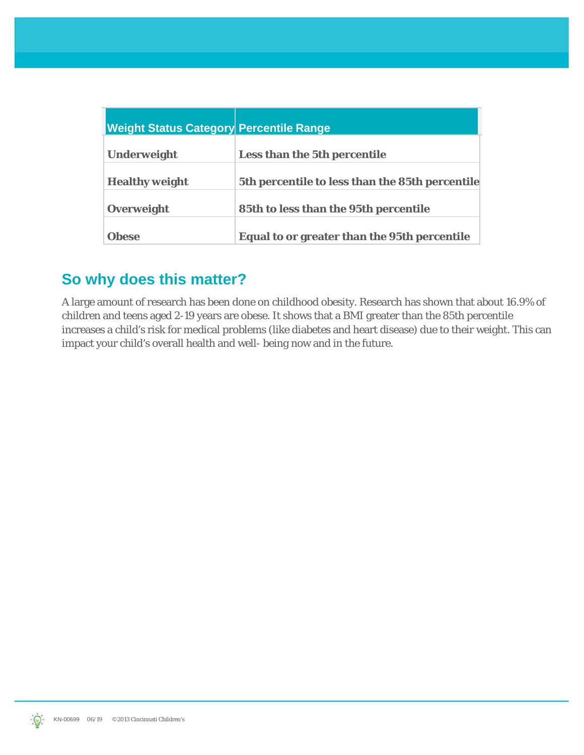| Weight Status Category | Percentile Range |
| --- | --- |
| **Underweight** | **Less than the 5th percentile** |
| **Healthy weight** | **5th percentile to less than the 85th percentile** |
| **Overweight** | **85th to less than the 95th percentile** |
| **Obese** | **Equal to or greater than the 95th percentile** |

## So why does this matter?

A large amount of research has been done on childhood obesity. Research has shown that about 16.9% of children and teens aged 2-19 years are obese. It shows that a BMI greater than the 85th percentile increases a child's risk for medical problems (like diabetes and heart disease) due to their weight. This can impact your child's overall health and well- being now and in the future.

KN-00699 06/19 ©2013 Cincinnati Children's